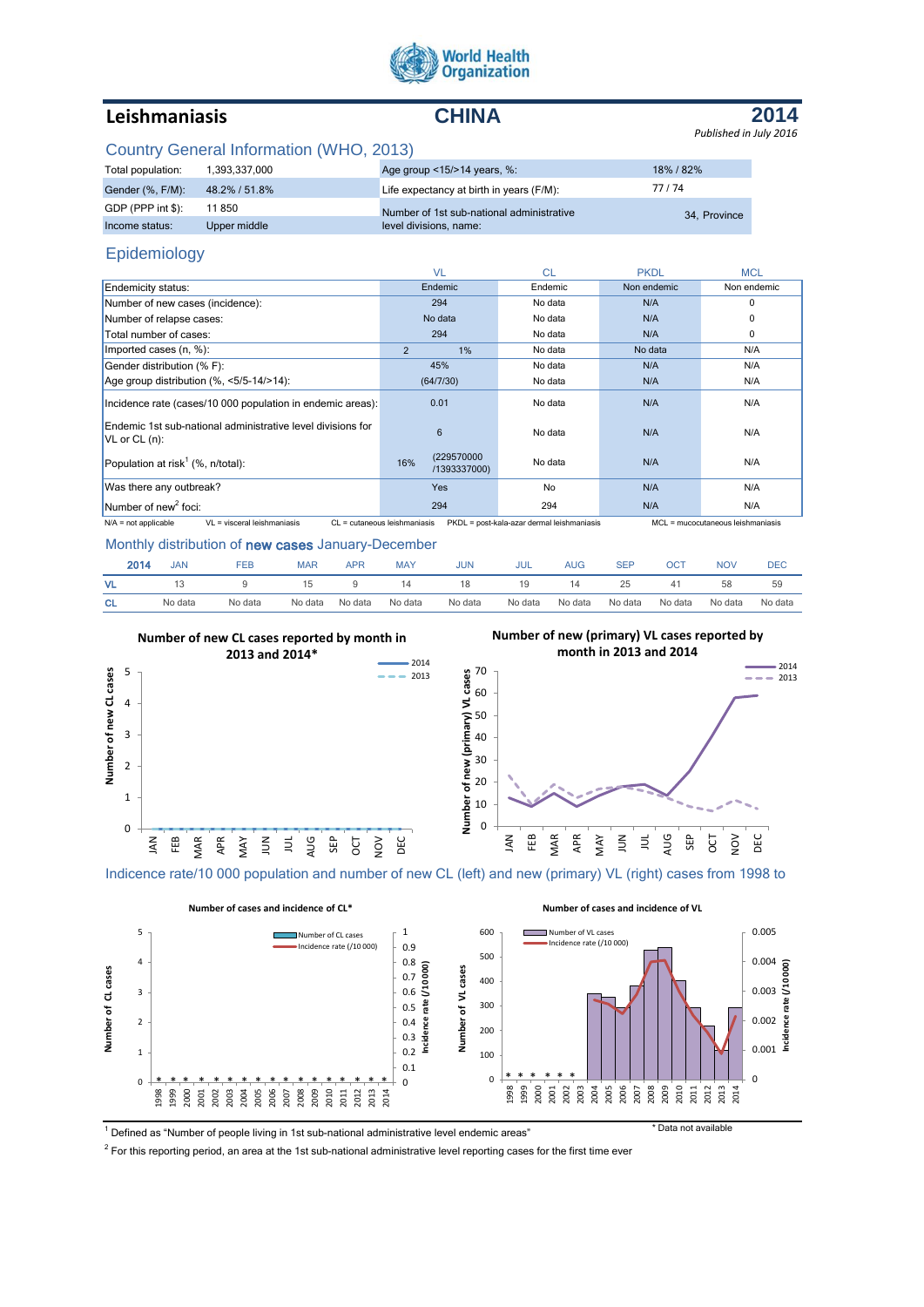World Health Organization

# Leishmaniasis — CHINA — 2014

*Published in July 2016*

## Country General Information (WHO, 2013)

| | | | |
|---|---|---|---|
| Total population: | 1,393,337,000 | Age group <15/>14 years, %: | 18% / 82% |
| Gender (%, F/M): | 48.2% / 51.8% | Life expectancy at birth in years (F/M): | 77 / 74 |
| GDP (PPP int $): | 11 850 | Number of 1st sub-national administrative level divisions, name: | 34, Province |
| Income status: | Upper middle | | |

## Epidemiology

| | VL | CL | PKDL | MCL |
|---|---|---|---|---|
| Endemicity status: | Endemic | Endemic | Non endemic | Non endemic |
| Number of new cases (incidence): | 294 | No data | N/A | 0 |
| Number of relapse cases: | No data | No data | N/A | 0 |
| Total number of cases: | 294 | No data | N/A | 0 |
| Imported cases (n, %): | 2 — 1% | No data | No data | N/A |
| Gender distribution (% F): | 45% | No data | N/A | N/A |
| Age group distribution (%, <5/5-14/>14): | (64/7/30) | No data | N/A | N/A |
| Incidence rate (cases/10 000 population in endemic areas): | 0.01 | No data | N/A | N/A |
| Endemic 1st sub-national administrative level divisions for VL or CL (n): | 6 | No data | N/A | N/A |
| Population at risk[1] (%, n/total): | 16% (229570000 /1393337000) | No data | N/A | N/A |
| Was there any outbreak? | Yes | No | N/A | N/A |
| Number of new[2] foci: | 294 | 294 | N/A | N/A |

N/A = not applicable   VL = visceral leishmaniasis   CL = cutaneous leishmaniasis   PKDL = post-kala-azar dermal leishmaniasis   MCL = mucocutaneous leishmaniasis

## Monthly distribution of new cases January-December

| 2014 | JAN | FEB | MAR | APR | MAY | JUN | JUL | AUG | SEP | OCT | NOV | DEC |
|---|---|---|---|---|---|---|---|---|---|---|---|---|
| VL | 13 | 9 | 15 | 9 | 14 | 18 | 19 | 14 | 25 | 41 | 58 | 59 |
| CL | No data | No data | No data | No data | No data | No data | No data | No data | No data | No data | No data | No data |

**Number of new CL cases reported by month in 2013 and 2014***

**Number of new (primary) VL cases reported by month in 2013 and 2014**

## Indicence rate/10 000 population and number of new CL (left) and new (primary) VL (right) cases from 1998 to

**Number of cases and incidence of CL***

**Number of cases and incidence of VL**

[1] Defined as "Number of people living in 1st sub-national administrative level endemic areas"

* Data not available

[2] For this reporting period, an area at the 1st sub-national administrative level reporting cases for the first time ever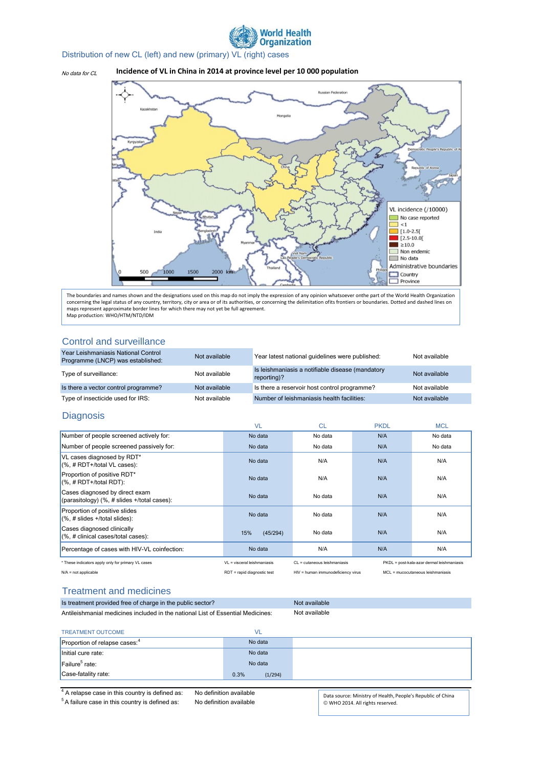Distribution of new CL (left) and new (primary) VL (right) cases

*No data for CL*

**Incidence of VL in China in 2014 at province level per 10 000 population**

Russian Federation
Kazakhstan
Mongolia
Kyrgyzstan
Democratic People's Republic of Korea
Republic of Korea
Japan
China
Nepal
Bhutan
India
Bangladesh
Myanmar
Viet Nam
Lao People's Democratic Republic
Thailand
Cambodia

0 500 1000 1500 2000 km

VL incidence (/10000)
No case reported
<1
[1.0-2.5[
[2.5-10.0[
≥10.0
Non endemic
No data
Administrative boundaries
Country
Province

The boundaries and names shown and the designations used on this map do not imply the expression of any opinion whatsoever onthe part of the World Health Organization concerning the legal status of any country, territory, city or area or of its authorities, or concerning the delimitation ofits frontiers or boundaries. Dotted and dashed lines on maps represent approximate border lines for which there may not yet be full agreement.
Map production: WHO/HTM/NTD/IDM

## Control and surveillance

| | | | |
|---|---|---|---|
| Year Leishmaniasis National Control Programme (LNCP) was established: | Not available | Year latest national guidelines were published: | Not available |
| Type of surveillance: | Not available | Is leishmaniasis a notifiable disease (mandatory reporting)? | Not available |
| Is there a vector control programme? | Not available | Is there a reservoir host control programme? | Not available |
| Type of insecticide used for IRS: | Not available | Number of leishmaniasis health facilities: | Not available |

## Diagnosis

| | VL | CL | PKDL | MCL |
|---|---|---|---|---|
| Number of people screened actively for: | No data | No data | N/A | No data |
| Number of people screened passively for: | No data | No data | N/A | No data |
| VL cases diagnosed by RDT* (%, # RDT+/total VL cases): | No data | N/A | N/A | N/A |
| Proportion of positive RDT* (%, # RDT+/total RDT): | No data | N/A | N/A | N/A |
| Cases diagnosed by direct exam (parasitology) (%, # slides +/total cases): | No data | No data | N/A | N/A |
| Proportion of positive slides (%, # slides +/total slides): | No data | No data | N/A | N/A |
| Cases diagnosed clinically (%, # clinical cases/total cases): | 15% (45/294) | No data | N/A | N/A |
| Percentage of cases with HIV-VL coinfection: | No data | N/A | N/A | N/A |

\* These indicators apply only for primary VL cases
N/A = not applicable
VL = visceral leishmaniasis
RDT = rapid diagnostic test
CL = cutaneous leishmaniasis
HIV = human immunodeficiency virus
PKDL = post-kala-azar dermal leishmaniasis
MCL = mucocutaneous leishmaniasis

## Treatment and medicines

| | |
|---|---|
| Is treatment provided free of charge in the public sector? | Not available |
| Antileishmanial medicines included in the national List of Essential Medicines: | Not available |

| TREATMENT OUTCOME | VL |
|---|---|
| Proportion of relapse cases:[4] | No data |
| Initial cure rate: | No data |
| Failure[5] rate: | No data |
| Case-fatality rate: | 0.3% (1/294) |

[4] A relapse case in this country is defined as: No definition available
[5] A failure case in this country is defined as: No definition available

Data source: Ministry of Health, People's Republic of China
© WHO 2014. All rights reserved.